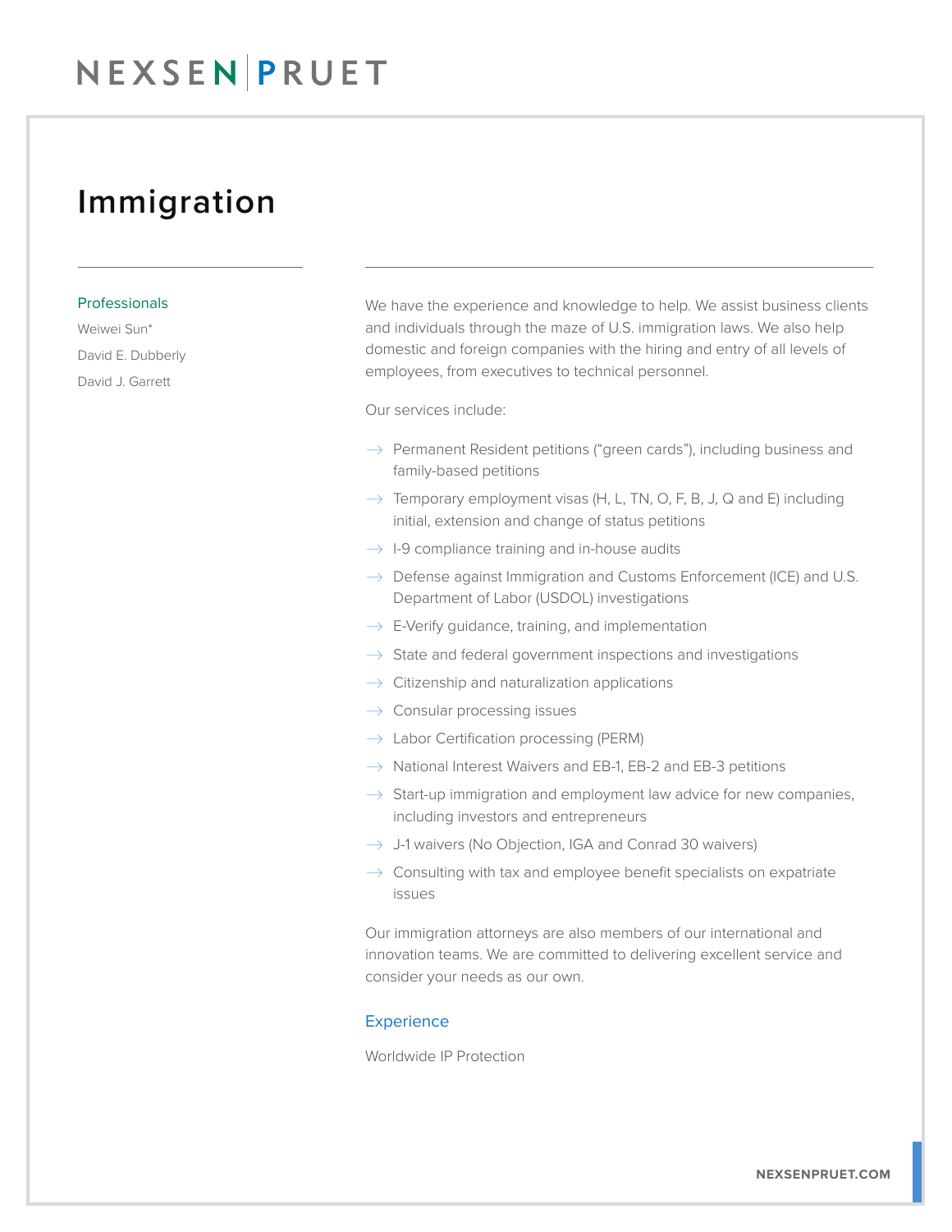NEXSEN PRUET

# Immigration

## Professionals

Weiwei Sun*

David E. Dubberly

David J. Garrett

We have the experience and knowledge to help. We assist business clients and individuals through the maze of U.S. immigration laws. We also help domestic and foreign companies with the hiring and entry of all levels of employees, from executives to technical personnel.

Our services include:

- Permanent Resident petitions ("green cards"), including business and family-based petitions
- Temporary employment visas (H, L, TN, O, F, B, J, Q and E) including initial, extension and change of status petitions
- I-9 compliance training and in-house audits
- Defense against Immigration and Customs Enforcement (ICE) and U.S. Department of Labor (USDOL) investigations
- E-Verify guidance, training, and implementation
- State and federal government inspections and investigations
- Citizenship and naturalization applications
- Consular processing issues
- Labor Certification processing (PERM)
- National Interest Waivers and EB-1, EB-2 and EB-3 petitions
- Start-up immigration and employment law advice for new companies, including investors and entrepreneurs
- J-1 waivers (No Objection, IGA and Conrad 30 waivers)
- Consulting with tax and employee benefit specialists on expatriate issues

Our immigration attorneys are also members of our international and innovation teams. We are committed to delivering excellent service and consider your needs as our own.

## Experience

Worldwide IP Protection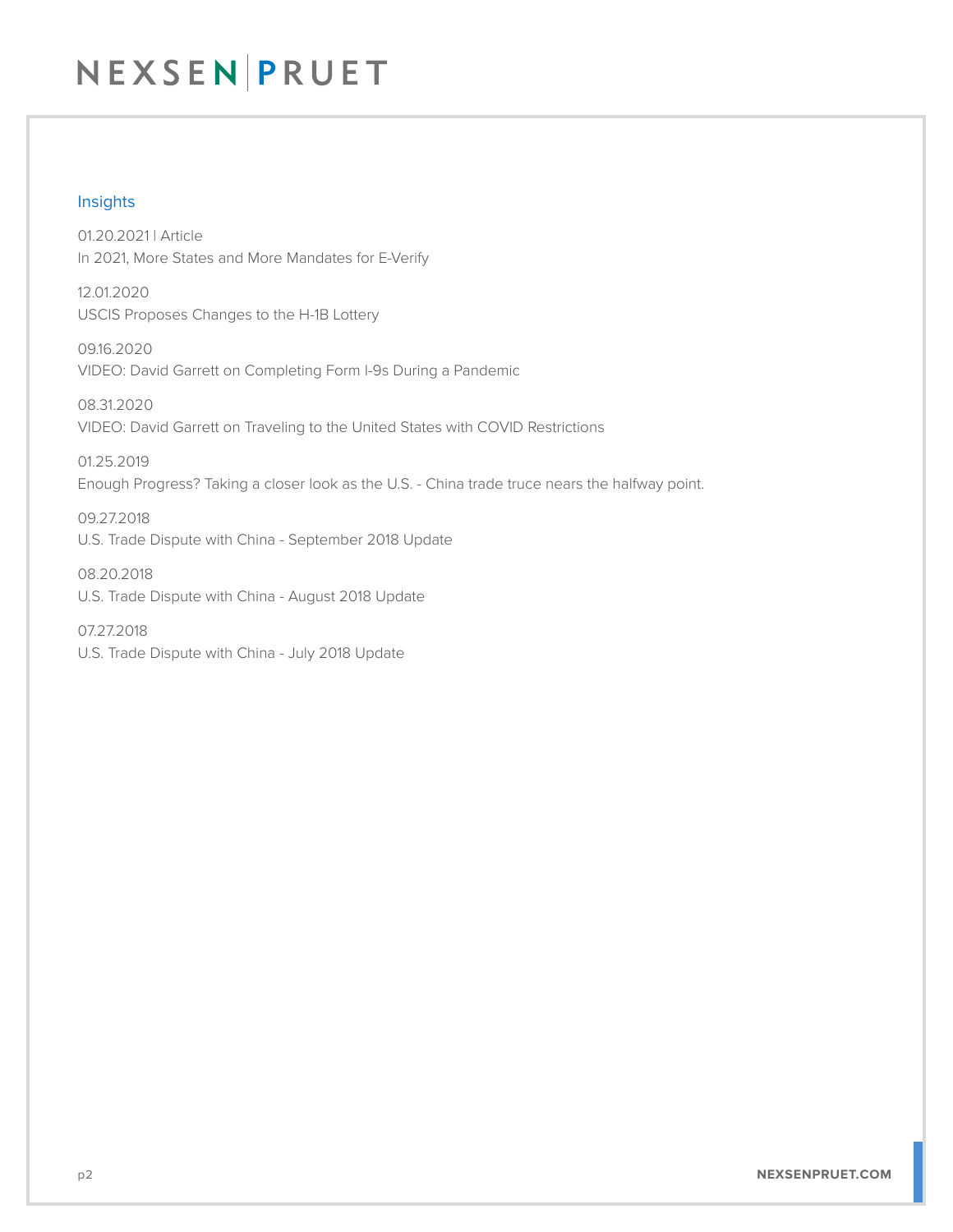## Insights

01.20.2021 | Article
In 2021, More States and More Mandates for E-Verify

12.01.2020
USCIS Proposes Changes to the H-1B Lottery

09.16.2020
VIDEO: David Garrett on Completing Form I-9s During a Pandemic

08.31.2020
VIDEO: David Garrett on Traveling to the United States with COVID Restrictions

01.25.2019
Enough Progress? Taking a closer look as the U.S. - China trade truce nears the halfway point.

09.27.2018
U.S. Trade Dispute with China - September 2018 Update

08.20.2018
U.S. Trade Dispute with China - August 2018 Update

07.27.2018
U.S. Trade Dispute with China - July 2018 Update